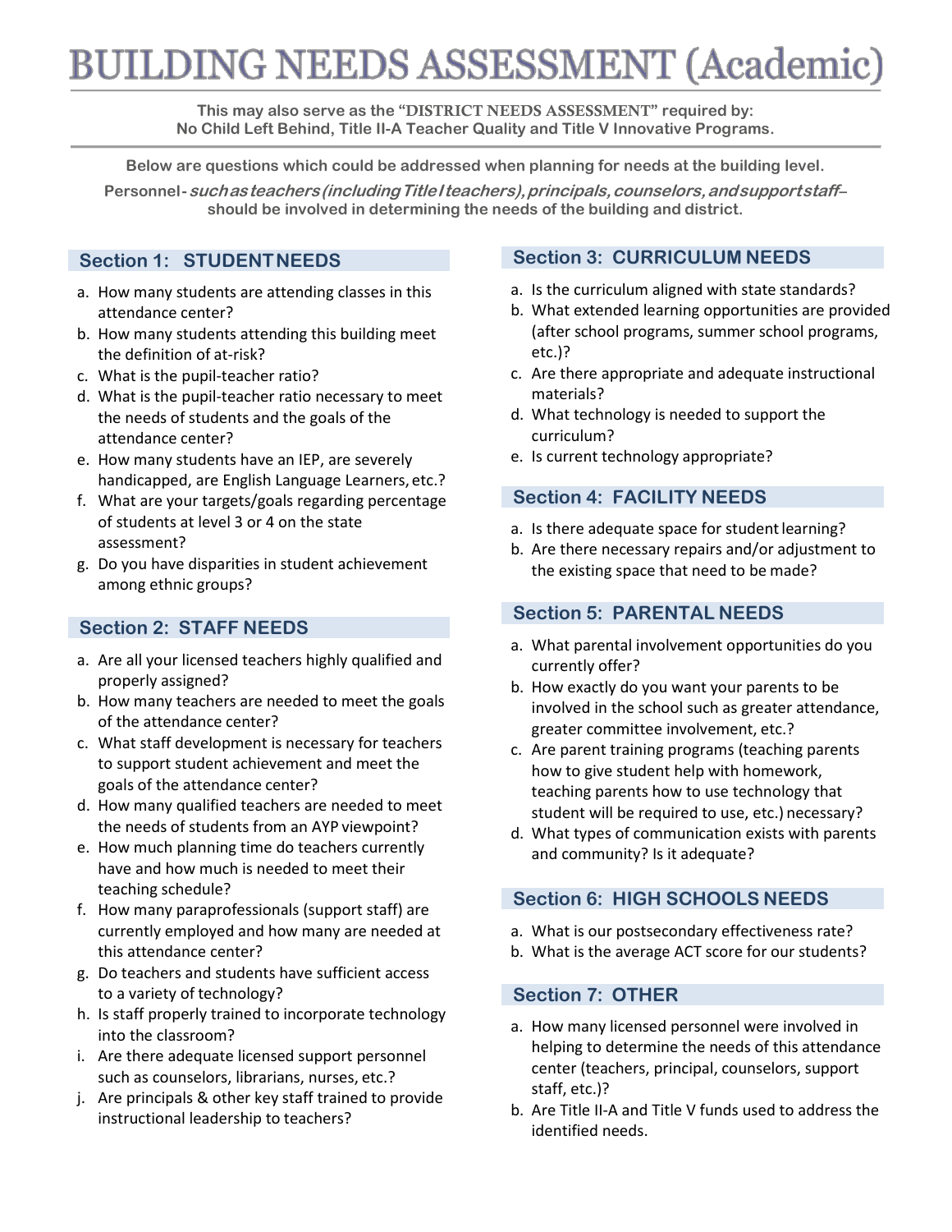# BUILDING NEEDS ASSESSMENT (Academic)

This may also serve as the "DISTRICT NEEDS ASSESSMENT" required by:
No Child Left Behind, Title II-A Teacher Quality and Title V Innovative Programs.

Below are questions which could be addressed when planning for needs at the building level.

Personnel- *such as teachers (including Title I teachers), principals, counselors, and support staff*– should be involved in determining the needs of the building and district.

## Section 1: STUDENT NEEDS

a. How many students are attending classes in this attendance center?
b. How many students attending this building meet the definition of at-risk?
c. What is the pupil-teacher ratio?
d. What is the pupil-teacher ratio necessary to meet the needs of students and the goals of the attendance center?
e. How many students have an IEP, are severely handicapped, are English Language Learners, etc.?
f. What are your targets/goals regarding percentage of students at level 3 or 4 on the state assessment?
g. Do you have disparities in student achievement among ethnic groups?

## Section 2: STAFF NEEDS

a. Are all your licensed teachers highly qualified and properly assigned?
b. How many teachers are needed to meet the goals of the attendance center?
c. What staff development is necessary for teachers to support student achievement and meet the goals of the attendance center?
d. How many qualified teachers are needed to meet the needs of students from an AYP viewpoint?
e. How much planning time do teachers currently have and how much is needed to meet their teaching schedule?
f. How many paraprofessionals (support staff) are currently employed and how many are needed at this attendance center?
g. Do teachers and students have sufficient access to a variety of technology?
h. Is staff properly trained to incorporate technology into the classroom?
i. Are there adequate licensed support personnel such as counselors, librarians, nurses, etc.?
j. Are principals & other key staff trained to provide instructional leadership to teachers?

## Section 3: CURRICULUM NEEDS

a. Is the curriculum aligned with state standards?
b. What extended learning opportunities are provided (after school programs, summer school programs, etc.)?
c. Are there appropriate and adequate instructional materials?
d. What technology is needed to support the curriculum?
e. Is current technology appropriate?

## Section 4: FACILITY NEEDS

a. Is there adequate space for student learning?
b. Are there necessary repairs and/or adjustment to the existing space that need to be made?

## Section 5: PARENTAL NEEDS

a. What parental involvement opportunities do you currently offer?
b. How exactly do you want your parents to be involved in the school such as greater attendance, greater committee involvement, etc.?
c. Are parent training programs (teaching parents how to give student help with homework, teaching parents how to use technology that student will be required to use, etc.) necessary?
d. What types of communication exists with parents and community? Is it adequate?

## Section 6: HIGH SCHOOLS NEEDS

a. What is our postsecondary effectiveness rate?
b. What is the average ACT score for our students?

## Section 7: OTHER

a. How many licensed personnel were involved in helping to determine the needs of this attendance center (teachers, principal, counselors, support staff, etc.)?
b. Are Title II-A and Title V funds used to address the identified needs.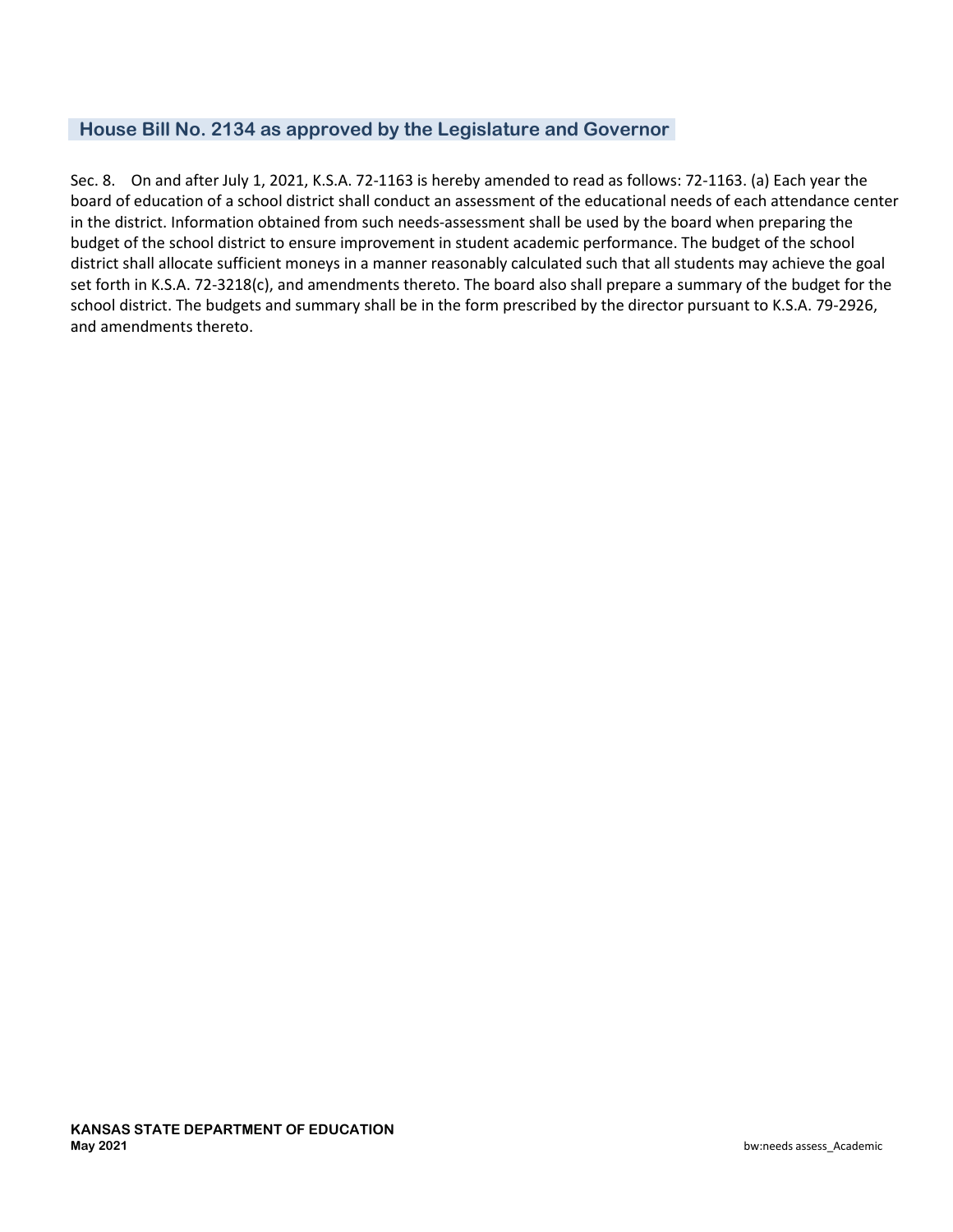## House Bill No. 2134 as approved by the Legislature and Governor

Sec. 8. On and after July 1, 2021, K.S.A. 72-1163 is hereby amended to read as follows: 72-1163. (a) Each year the board of education of a school district shall conduct an assessment of the educational needs of each attendance center in the district. Information obtained from such needs-assessment shall be used by the board when preparing the budget of the school district to ensure improvement in student academic performance. The budget of the school district shall allocate sufficient moneys in a manner reasonably calculated such that all students may achieve the goal set forth in K.S.A. 72-3218(c), and amendments thereto. The board also shall prepare a summary of the budget for the school district. The budgets and summary shall be in the form prescribed by the director pursuant to K.S.A. 79-2926, and amendments thereto.